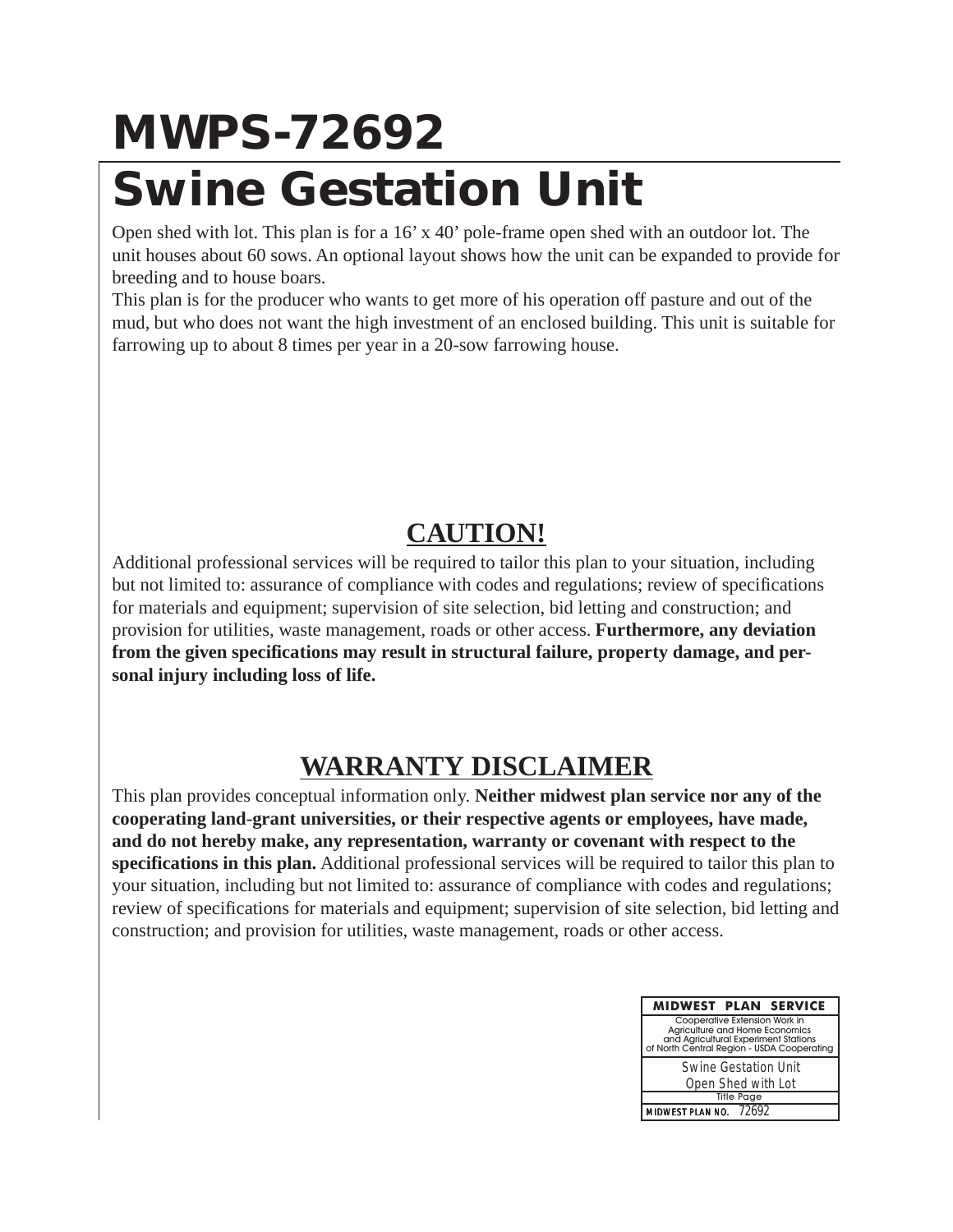# MWPS-72692

# Swine Gestation Unit

Open shed with lot. This plan is for a 16' x 40' pole-frame open shed with an outdoor lot. The unit houses about 60 sows. An optional layout shows how the unit can be expanded to provide for breeding and to house boars.

This plan is for the producer who wants to get more of his operation off pasture and out of the mud, but who does not want the high investment of an enclosed building. This unit is suitable for farrowing up to about 8 times per year in a 20-sow farrowing house.

## CAUTION!

Additional professional services will be required to tailor this plan to your situation, including but not limited to: assurance of compliance with codes and regulations; review of specifications for materials and equipment; supervision of site selection, bid letting and construction; and provision for utilities, waste management, roads or other access. **Furthermore, any deviation from the given specifications may result in structural failure, property damage, and personal injury including loss of life.**

## WARRANTY DISCLAIMER

This plan provides conceptual information only. **Neither midwest plan service nor any of the cooperating land-grant universities, or their respective agents or employees, have made, and do not hereby make, any representation, warranty or covenant with respect to the specifications in this plan.** Additional professional services will be required to tailor this plan to your situation, including but not limited to: assurance of compliance with codes and regulations; review of specifications for materials and equipment; supervision of site selection, bid letting and construction; and provision for utilities, waste management, roads or other access.

| MIDWEST PLAN SERVICE |
|---|
| Cooperative Extension Work in Agriculture and Home Economics and Agricultural Experiment Stations of North Central Region - USDA Cooperating |
| Swine Gestation Unit<br>Open Shed with Lot |
| Title Page |
| MIDWEST PLAN NO. 72692 |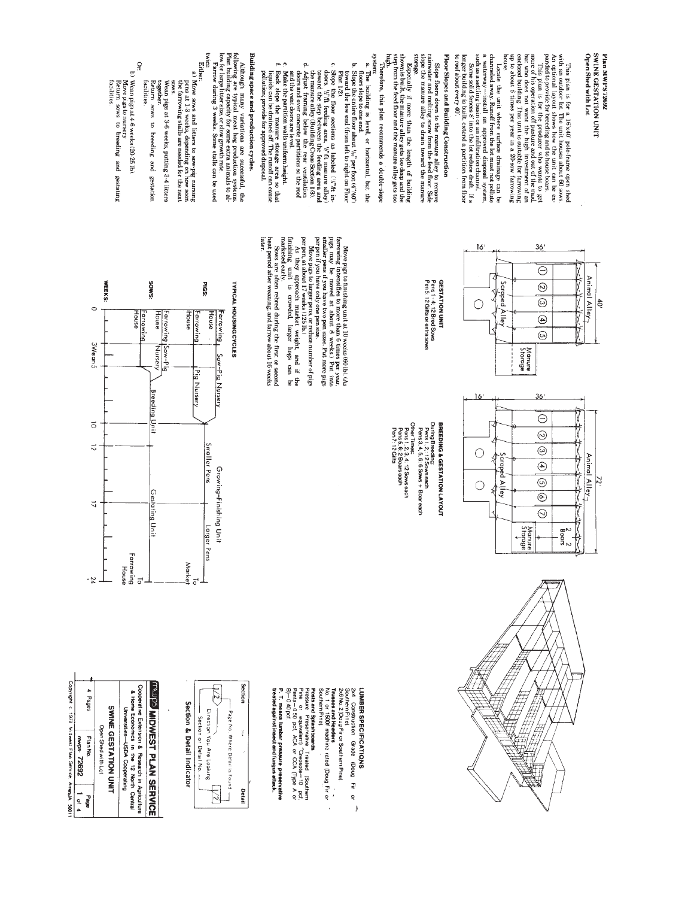# Plan MWPS 72692
## SWINE GESTATION UNIT
### Open Shed with Lot

This plan is for a 16'x40' pole-frame open shed with an outdoor lot. The unit houses about 60 sows. An optional layout shows how the unit can be expanded to provide for breeding and to house boars.

This plan is for the producer who wants to get more of his operation off pasture and out of the mud, but who does not want the high investment of an enclosed building. This unit is suitable for farrowing up to about 6 times per year in a 20-sow farrowing house.

Locate the unit where surface drainage can be channeled away. Runoff from the lot must not pollute a waterway—install an approved disposal system, such as a settling basin or an infiltration channel.

Some solid fences 6' into the lot reduce draft. If a longer building is built, extend a partition from floor to roof about every 40'.

## Floor Slopes and Building Construction

Slope floors down to the manure alley to remove rainwater and melting snow from the feed floor. Side slope the manure alley to drain toward the manure storage.

Especially if more than the length of building shown is built, the manure alley gets too deep and the step from the feed floor and the manure alley gets too high.

Therefore, this plan recommends a double-slope system.

a. The building is level, or horizontal, but the floors slope to one end.
b. Slope the entire floor about 1/8" per foot (4"/40') toward the low end (from left to right on Floor Plan 1/2).
c. Slope the floor sections as labeled (1/4"/ft increase, 1/2"/ft in feeding area, 1/4"/ft in manure alley) toward the step between the feeding area and the manure alley (Building Cross Section 1/3).
d. Adjust framing below the rear ventilation doors and over concrete partitions so the roof and the vent doors are level.
e. Make the partition walls uniform height.
f. Back slope the manure storage area so that liquids can be drained off. The runoff can cause pollution; provide for approved disposal.

## Building space and production cycles.

Although many variations are successful, the following are typical. Select the one that fits your operation. Plan building capacity for some extra animals to allow for large litter size, or slow growth rate.

Farrow during 3 weeks. Some stalls can be used twice.

Either:
a) Move sows and litters to sow-pig nursing pens at 1-3 weeks, depending on how soon the farrowing stalls are needed for the next sows.
   Wean pigs at 3-6 weeks, putting 3-4 litters together.
   Return sows to breeding and gestation facilities.

Or:
b) Wean pigs at 4-6 weeks (20-25 lb)
   Move pigs to nursery
   Return sows to breeding and gestating facilities.

**GESTATION UNIT**
Pens 1-4: 12 Bred Sows
Pen 5: 12 Gilts or extra sows

(Plan: 16' x 36' unit, 40' long, with Animal Alley, Scraped Alley, Pens 1–5, Manure Storage)

**BREEDING & GESTATION LAYOUT**
During Breeding:
Pens 1, 2: 12 Sows each
Pens 3, 4, 5, 6: 6 Sows + Boar each
Other Times:
Pens 1, 2, 3, 4: 12 Sows each
Pens 5, 6: 2 Boars each
Pen 7: 12 Gilts

(Plan: 16' x 36' unit, 72' long, with Animal Alley, Scraped Alley, Pens 1–7, 2 Boars, 2 Boars, Manure Storage)

Move pigs to finishing unit at 10 weeks (60 lb). (As farrowing intensifies to more than 6 times per year, pigs may be moved at about 8 weeks.) Put into smaller pens if you have two pen sizes. Put more pigs per pen if you have only one pen size.

Move pigs to larger pens, or reduce number of pigs per pen, at about 17 weeks (125 lb).

As they approach market weight, and if the finishing unit is crowded, larger hogs can be marketed early.

Sows are often rebred during the first or second heat period after weaning, and farrow about 16 weeks later.

**TYPICAL HOUSING CYCLES**

PIGS: Farrowing House → Sow-Pig Nursery; Farrowing House → Pig Nursery → Growing-Finishing Unit (Smaller Pens, Larger Pens) → To Market

SOWS: Farrowing House → Sow-Pig Nursery; Farrowing House → Breeding Unit → Gestating Unit → To Farrowing House

WEEKS: 0, 3 Wean 5, 10, 12, 17, 24

**LUMBER SPECIFICATIONS**

2x4: Construction Grade (Doug Fir or Southern Pine).
2x6: No. 2 (Doug Fir or Southern Pine).
**Trusses and Headers**
No. 1 or 1500f machine rated (Doug Fir or Southern Pine).
**Posts and Splashboards**
Pressure Preservative Treated (Southern Pine or equivalent): Creosote—10 pcf; Penta—0.50 pcf, ACA or CCA (Type A or B)—0.40 pcf

**P. T. means lumber pressure preservative treated against insect and fungus attack.**

**Section & Detail Indicator**

Section — Page No. Where Detail Is Found — Detail
Direction You Are Looking — Section or Detail No.

**MWPS MIDWEST PLAN SERVICE**
Cooperative Extension & Research in Agriculture & Home Economics in the 12 North Central Universities—USDA Cooperating

**SWINE GESTATION UNIT**
Open Shed with Lot

| 4 Pages | Plan No. mwps 72692 | Page 1 of 4 |
|---|---|---|

Copyright © 1978 Midwest Plan Service Ames, IA 50011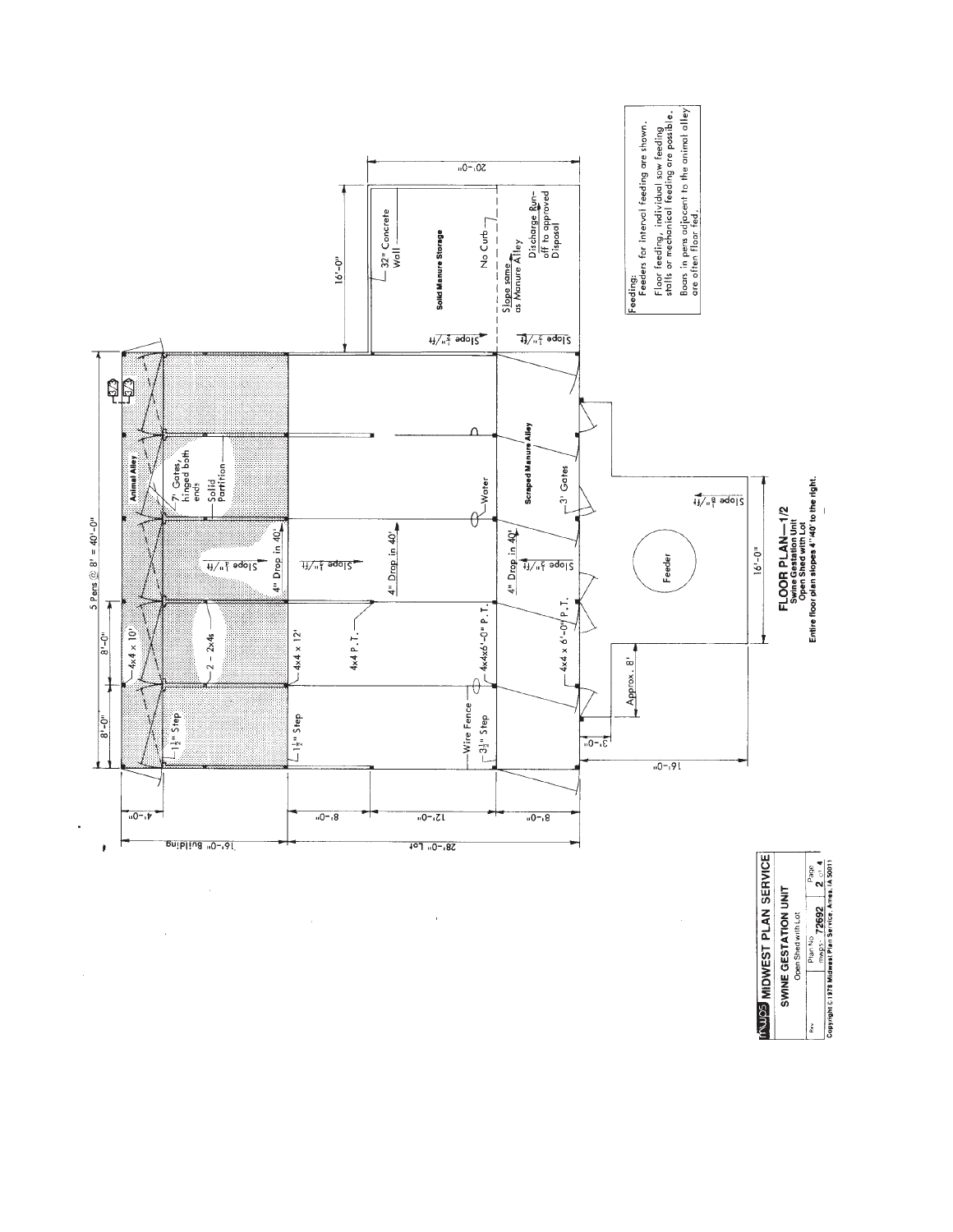# FLOOR PLAN—1/2

**Swine Gestation Unit**
**Open Shed with Lot**
**Entire floor plan slopes 4" 40' to the right.**

5 Pens @ 8' = 40'-0"

8'-0" | 8'-0"

16'-0" Building | 28'-0" Lot

4'-0" | 8'-0" | 12'-0" | 8'-0"

Animal Alley

4x4 x 10'

7' Gates, hinged both ends

Solid Partition

2 - 2x4s

$1\frac{1}{2}$" Step

$1\frac{1}{2}$" Step

Slope $\frac{1}{4}$"/ft

4" Drop in 40'

4x4 x 12'

Slope $\frac{1}{2}$"/ft

4x4 P.T.

4" Drop in 40'

Water

Wire Fence

$3\frac{1}{2}$" Step

4x4x6'-0" P.T.

Scraped Manure Alley

3' Gates

4" Drop in 40'

Slope $\frac{3}{4}$"/ft

4x4 x 6'-0" P.T.

Approx. 8'

3'-0"

16'-0"

Feeder

Slope $\frac{3}{4}$"/ft

16'-0"

Solid Manure Storage

32" Concrete Wall

16'-0"

20'-0"

Slope $\frac{1}{4}$"/ft

No Curb

Slope same as Manure Alley

Discharge Run-off to approved Disposal

Slope $\frac{1}{4}$"/ft

Feeding:
Feeders for interval feeding are shown.
Floor feeding, individual sow feeding stalls or mechanical feeding are possible.
Boars in pens adjacent to the animal alley are often floor fed.

**mwps MIDWEST PLAN SERVICE**

**SWINE GESTATION UNIT**
Open Shed with Lot

| Rev | Plan No. mwps- 72692 | Page 2 of 4 |
|---|---|---|

**Copyright © 1978 Midwest Plan Service, Ames, IA 50011**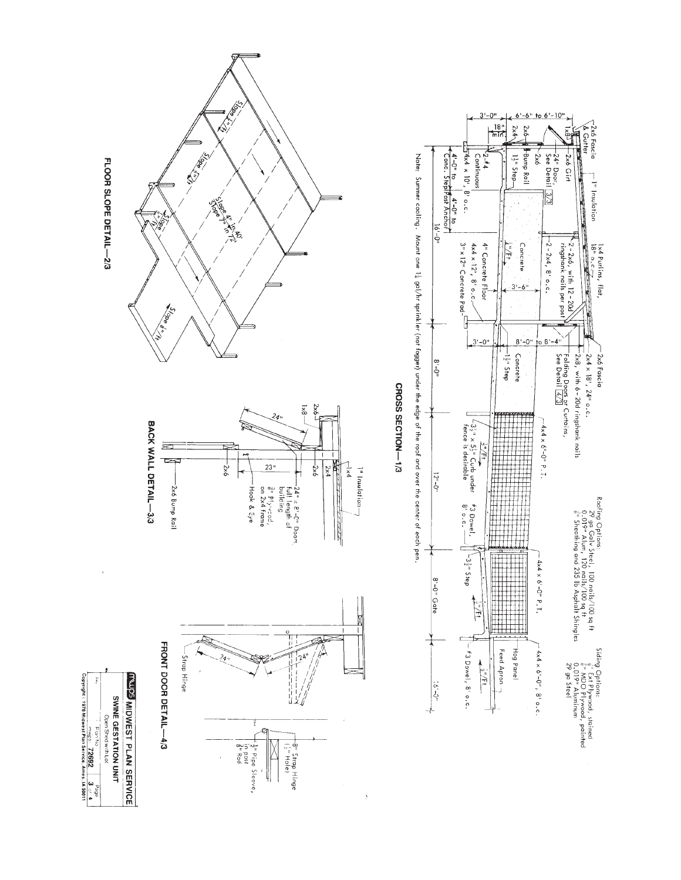## CROSS SECTION—1/3

Roofing Options:
- 29 ga Galv Steel, 100 nails/100 sq ft
- 0.019" Alum, 120 nails/100 sq ft
- 5/8" Sheathing and 235 lb Asphalt Shingles

Siding Options:
- 5/8" Ext Plywood, stained
- 1/2" MDO Plywood, painted
- 0.019" Aluminum
- 29 ga Steel

2x6 Fascia & Gutter
1" Insulation
1x4 Purlins, flat, 18" o.c.
1x8
2x6
2x4
24" Door, See Detail 3/3
2x6 Girt
2x6 Bump Rail
1 1/2" Step
2-#4 Continuous
4x4 x 10', 8' o.c.
4'-0" to Conc. Step
4'-0" to Post Anchor
2-2x6, with 12-20d ringshank nails per post
2-2x4, 8' o.c.
Concrete
1/4"/Ft
3'-6"
4" Concrete Floor
4x4 x 12', 8' o.c.
3"x12" Concrete Pad
2x6 Fascia
2x4 x 18", 24" o.c.
2x8, with 6-20d ringshank nails
Folding Doors or Curtains, See Detail 4/3
1 1/2" Step
4x4 x 6'-0" P.T.
3/4"/Ft
3 1/2" x 5 1/2" Curb under fence is desirable
#3 Dowel, 8' o.c.
3 1/2" Step
1/4"/Ft
4x4 x 6'-0", 8' o.c.
Hog Panel
Feed Apron
3/4"/Ft
#3 Dowel, 8' o.c.

18" min.
3'-0"
6'-6" to 6'-10"
16'-0"
3'-0"
8'-0" to 8'-4"
8'-0"
12'-0"
8'-0" Gate
16'-0"

Note: Summer cooling. Mount one 1 1/2 gal/hr sprinkler (not fogger) under the edge of the roof and over the center of each pen.

## FLOOR SLOPE DETAIL—2/3

Slope 1/4"/ft
Slope 1/4"/ft
Slope 3/4"/ft
Slope 4" in 40'
Slope 7" in 72'
Slope 3/4"/ft

## BACK WALL DETAIL—3/3

1" Insulation
1x4
2x4
2x6
1x8
2x6
24"
23"
2x6
24" x 8'-0" Door, full length of building
3/8" Plywood on 2x4 frame
Hook & Eye
2x6 Bump Rail

## FRONT DOOR DETAIL—4/3

24"
24"
Strap Hinge
8" Strap Hinge (1/2" Hole)
1" Pipe Sleeve, 2" in post
3/8" Rod

| MWPS MIDWEST PLAN SERVICE | |
|---|---|
| SWINE GESTATION UNIT | |
| Open Shed with Lot | |
| Plan No. mwps-72692 | Page 3 of 4 |

Copyright 1978 Midwest Plan Service, Ames, IA 50011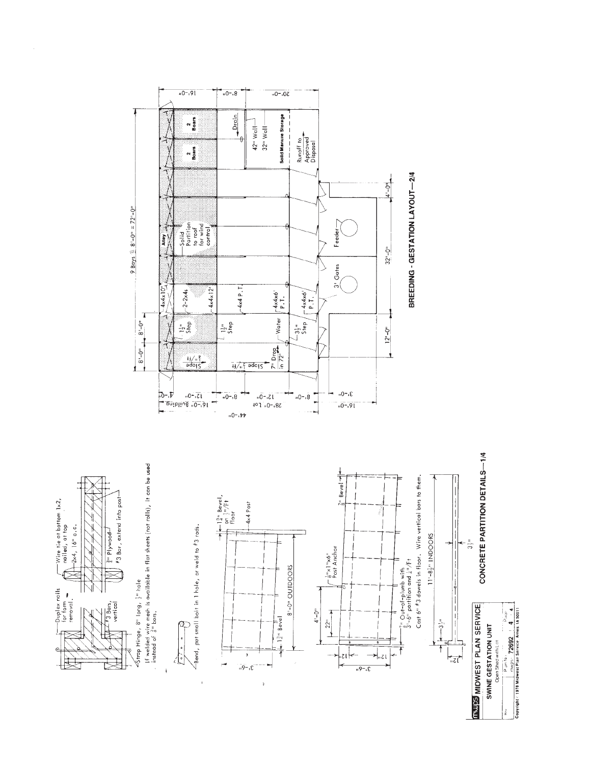Duplex nails for form removal.

Wire tie at bottom 1x2, nailed, at top

2x4, 16" o.c.

#3 Bars, vertical

$\frac{3}{4}$" Plywood

#3 Bar, extend into post

Strap Hinge, 8" long, $\frac{1}{2}$" hole

If welded wire mesh is available in flat sheets (not rolls), it can be used instead of $\frac{3}{8}$" bars.

Bend, put small bolt in 1 hole, or weld to #3 rods.

$1\frac{3}{4}$" Bevel, on $\frac{1}{4}$"/Ft floor

4x4 Post

3'-6"

$1\frac{3}{4}$" Bevel

8'-0" OUTDOORS

$\frac{1}{4}$"x1"x6" Post Anchor

4'-0"

22"

12"

12"

3'-6"

$\frac{7}{8}$" Bevel

$\frac{7}{8}$" Out-of-plumb with 3'-6" partition and $\frac{1}{4}$"/Ft

Cast 6" #3 dowels in floor. Wire vertical bars to them.

11'-$8\frac{1}{2}$" INDOORS

$3\frac{1}{2}$"

$3\frac{1}{2}$"

12"

## CONCRETE PARTITION DETAILS—1/4

9 Bays @ 8'-0" = 72'-0"

8'-0"

8'-0"

4'-0"

12'-0"

16'-0" Building

8'-0"

12'-0"

28'-0" Lot

8'-0"

3'-0"

16'-0"

44'-0"

16'-0"

8'-0"

20'-0"

Slope $\frac{3}{4}$"/Ft

Slope $\frac{1}{4}$"/Ft

7" Drop in 72'

$1\frac{1}{2}$" Step

$1\frac{1}{2}$" Step

$3\frac{1}{2}$" Step

Water

4x4x10'

2-2x4s

4x4x12'

4x4 P.T.

4x4x6' P.T.

4x4x6' P.T.

Alley

Solid Partition to roof for wind control

2 Boars

2 Boars

Drain

42" Wall

32" Wall

Solid Manure Storage

Runoff to Approved Disposal

3' Gates

Feeder

12'-0"

32'-0"

4'-0"

## BREEDING - GESTATION LAYOUT—2/4

**MIDWEST PLAN SERVICE**

**SWINE GESTATION UNIT**

Open Shed with Lot

| Rev. | Plan No. mwps-72692 | Page 4 of 4 |
|---|---|---|

Copyright © 1978 Midwest Plan Service Ames IA 50011